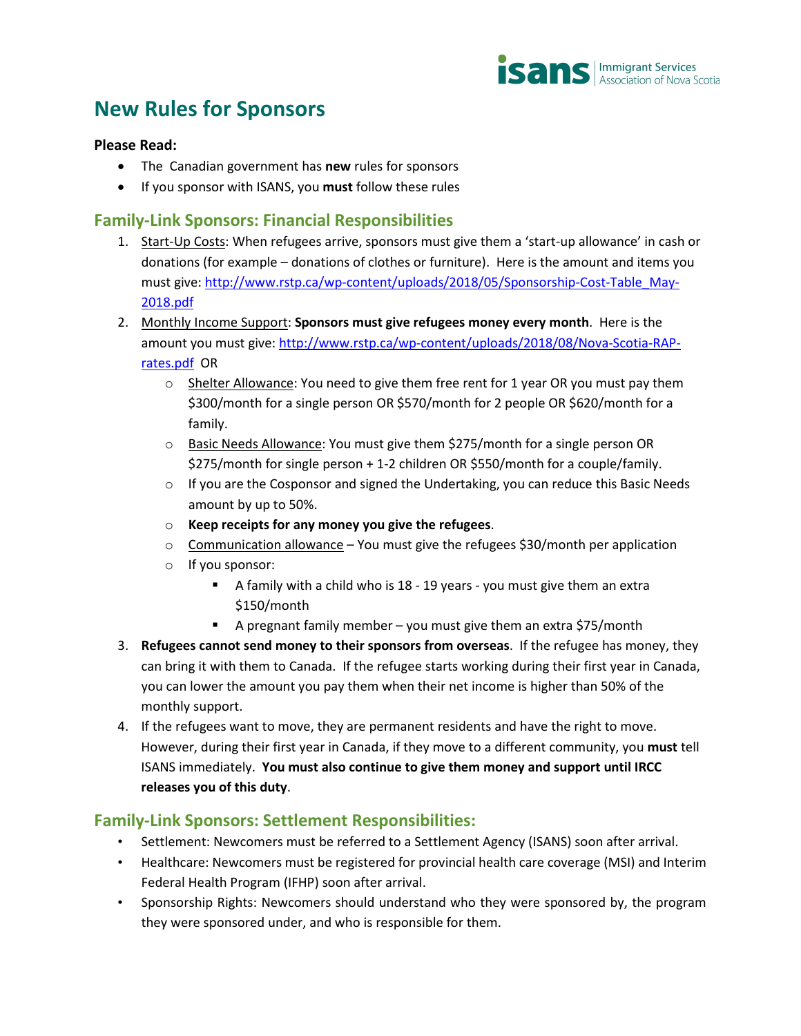# New Rules for Sponsors

**Please Read:**

- The Canadian government has **new** rules for sponsors
- If you sponsor with ISANS, you **must** follow these rules

## Family-Link Sponsors: Financial Responsibilities

1. Start-Up Costs: When refugees arrive, sponsors must give them a 'start-up allowance' in cash or donations (for example – donations of clothes or furniture). Here is the amount and items you must give: http://www.rstp.ca/wp-content/uploads/2018/05/Sponsorship-Cost-Table_May-2018.pdf
2. Monthly Income Support: **Sponsors must give refugees money every month**. Here is the amount you must give: http://www.rstp.ca/wp-content/uploads/2018/08/Nova-Scotia-RAP-rates.pdf OR
   - Shelter Allowance: You need to give them free rent for 1 year OR you must pay them $300/month for a single person OR $570/month for 2 people OR $620/month for a family.
   - Basic Needs Allowance: You must give them $275/month for a single person OR $275/month for single person + 1-2 children OR $550/month for a couple/family.
   - If you are the Cosponsor and signed the Undertaking, you can reduce this Basic Needs amount by up to 50%.
   - **Keep receipts for any money you give the refugees**.
   - Communication allowance – You must give the refugees $30/month per application
   - If you sponsor:
     - A family with a child who is 18 - 19 years - you must give them an extra $150/month
     - A pregnant family member – you must give them an extra $75/month
3. **Refugees cannot send money to their sponsors from overseas**. If the refugee has money, they can bring it with them to Canada. If the refugee starts working during their first year in Canada, you can lower the amount you pay them when their net income is higher than 50% of the monthly support.
4. If the refugees want to move, they are permanent residents and have the right to move. However, during their first year in Canada, if they move to a different community, you **must** tell ISANS immediately. **You must also continue to give them money and support until IRCC releases you of this duty**.

## Family-Link Sponsors: Settlement Responsibilities:

- Settlement: Newcomers must be referred to a Settlement Agency (ISANS) soon after arrival.
- Healthcare: Newcomers must be registered for provincial health care coverage (MSI) and Interim Federal Health Program (IFHP) soon after arrival.
- Sponsorship Rights: Newcomers should understand who they were sponsored by, the program they were sponsored under, and who is responsible for them.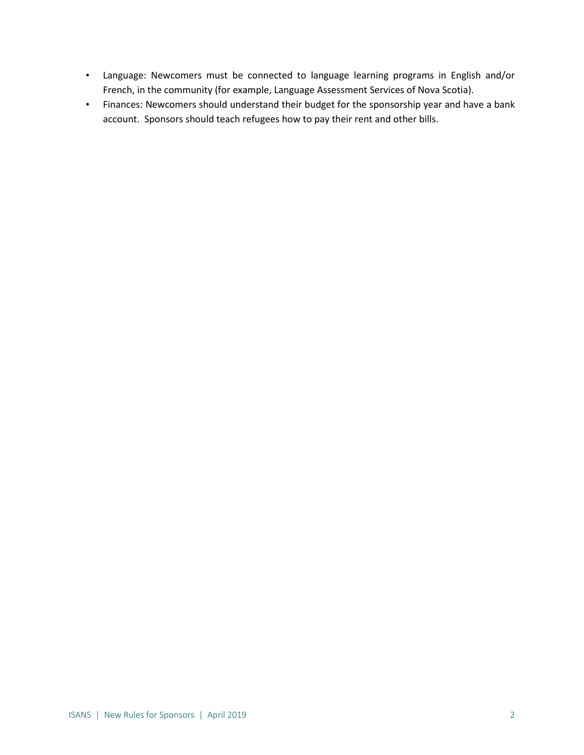- Language: Newcomers must be connected to language learning programs in English and/or French, in the community (for example, Language Assessment Services of Nova Scotia).
- Finances: Newcomers should understand their budget for the sponsorship year and have a bank account. Sponsors should teach refugees how to pay their rent and other bills.